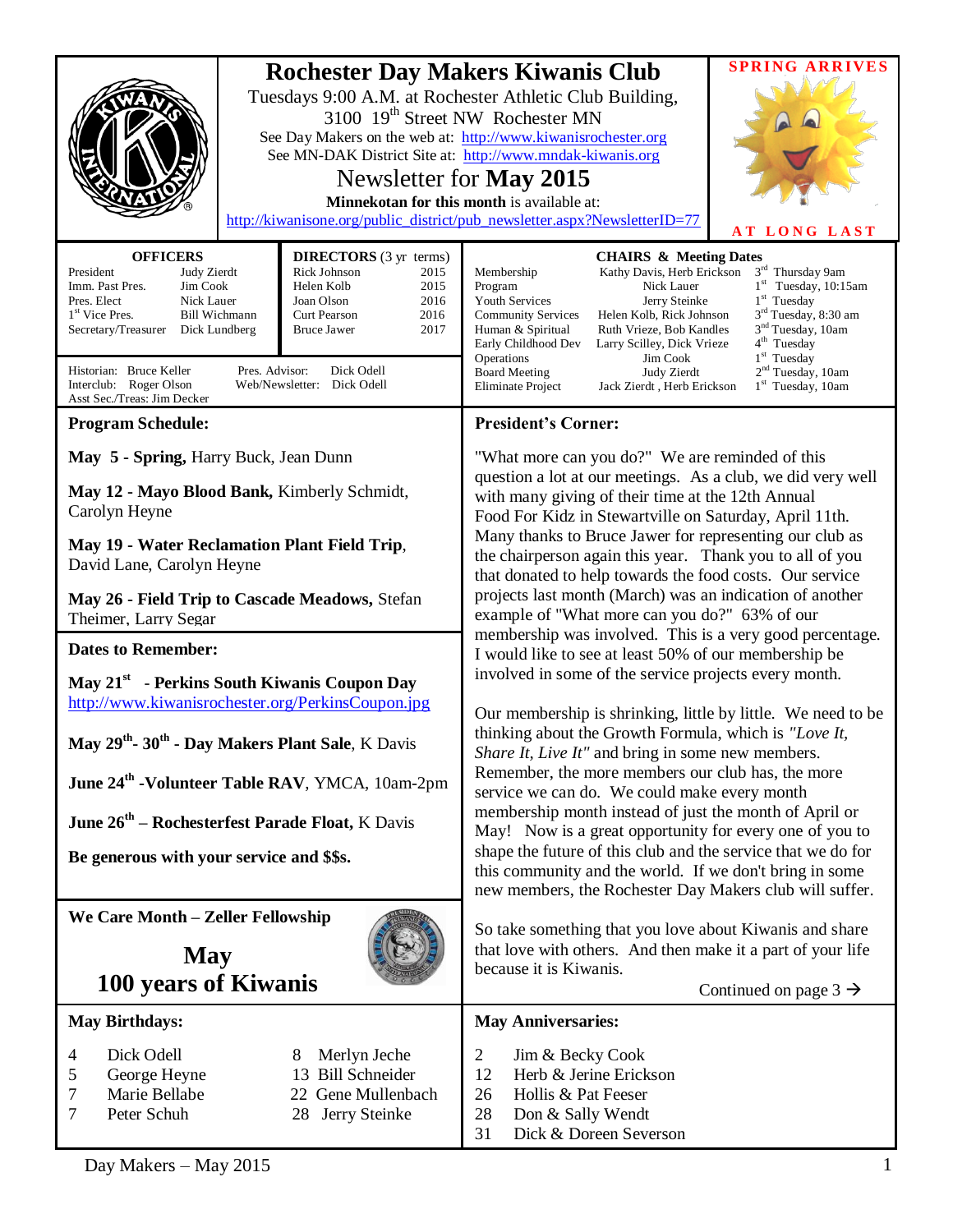# Rochester Day Makers Kiwanis Club

Tuesdays 9:00 A.M. at Rochester Athletic Club Building, 3100 19th Street NW Rochester MN

See Day Makers on the web at: http://www.kiwanisrochester.org

See MN-DAK District Site at: http://www.mndak-kiwanis.org

## Newsletter for May 2015

**Minnekotan for this month** is available at: http://kiwanisone.org/public_district/pub_newsletter.aspx?NewsletterID=77

SPRING ARRIVES AT LONG LAST

### OFFICERS

| | |
|---|---|
| President | Judy Zierdt |
| Imm. Past Pres. | Jim Cook |
| Pres. Elect | Nick Lauer |
| 1st Vice Pres. | Bill Wichmann |
| Secretary/Treasurer | Dick Lundberg |

### DIRECTORS (3 yr terms)

| | |
|---|---|
| Rick Johnson | 2015 |
| Helen Kolb | 2015 |
| Joan Olson | 2016 |
| Curt Pearson | 2016 |
| Bruce Jawer | 2017 |

Historian: Bruce Keller
Interclub: Roger Olson
Asst Sec./Treas: Jim Decker
Pres. Advisor: Dick Odell
Web/Newsletter: Dick Odell

### CHAIRS & Meeting Dates

| | | |
|---|---|---|
| Membership | Kathy Davis, Herb Erickson | 3rd Thursday 9am |
| Program | Nick Lauer | 1st Tuesday, 10:15am |
| Youth Services | Jerry Steinke | 1st Tuesday |
| Community Services | Helen Kolb, Rick Johnson | 3rd Tuesday, 8:30 am |
| Human & Spiritual | Ruth Vrieze, Bob Kandles | 3nd Tuesday, 10am |
| Early Childhood Dev | Larry Scilley, Dick Vrieze | 4th Tuesday |
| Operations | Jim Cook | 1st Tuesday |
| Board Meeting | Judy Zierdt | 2nd Tuesday, 10am |
| Eliminate Project | Jack Zierdt , Herb Erickson | 1st Tuesday, 10am |

### Program Schedule:

**May 5 - Spring,** Harry Buck, Jean Dunn

**May 12 - Mayo Blood Bank,** Kimberly Schmidt, Carolyn Heyne

**May 19 - Water Reclamation Plant Field Trip**, David Lane, Carolyn Heyne

**May 26 - Field Trip to Cascade Meadows,** Stefan Theimer, Larry Segar

### Dates to Remember:

**May 21st - Perkins South Kiwanis Coupon Day**
http://www.kiwanisrochester.org/PerkinsCoupon.jpg

**May 29th- 30th - Day Makers Plant Sale**, K Davis

**June 24th -Volunteer Table RAV**, YMCA, 10am-2pm

**June 26th – Rochesterfest Parade Float,** K Davis

**Be generous with your service and $$s.**

### We Care Month – Zeller Fellowship

## May
## 100 years of Kiwanis

### President's Corner:

"What more can you do?" We are reminded of this question a lot at our meetings. As a club, we did very well with many giving of their time at the 12th Annual Food For Kidz in Stewartville on Saturday, April 11th. Many thanks to Bruce Jawer for representing our club as the chairperson again this year. Thank you to all of you that donated to help towards the food costs. Our service projects last month (March) was an indication of another example of "What more can you do?" 63% of our membership was involved. This is a very good percentage. I would like to see at least 50% of our membership be involved in some of the service projects every month.

Our membership is shrinking, little by little. We need to be thinking about the Growth Formula, which is *"Love It, Share It, Live It"* and bring in some new members. Remember, the more members our club has, the more service we can do. We could make every month membership month instead of just the month of April or May! Now is a great opportunity for every one of you to shape the future of this club and the service that we do for this community and the world. If we don't bring in some new members, the Rochester Day Makers club will suffer.

So take something that you love about Kiwanis and share that love with others. And then make it a part of your life because it is Kiwanis.

Continued on page 3 →

### May Birthdays:

| | |
|---|---|
| 4 | Dick Odell |
| 5 | George Heyne |
| 7 | Marie Bellabe |
| 7 | Peter Schuh |
| 8 | Merlyn Jeche |
| 13 | Bill Schneider |
| 22 | Gene Mullenbach |
| 28 | Jerry Steinke |

### May Anniversaries:

| | |
|---|---|
| 2 | Jim & Becky Cook |
| 12 | Herb & Jerine Erickson |
| 26 | Hollis & Pat Feeser |
| 28 | Don & Sally Wendt |
| 31 | Dick & Doreen Severson |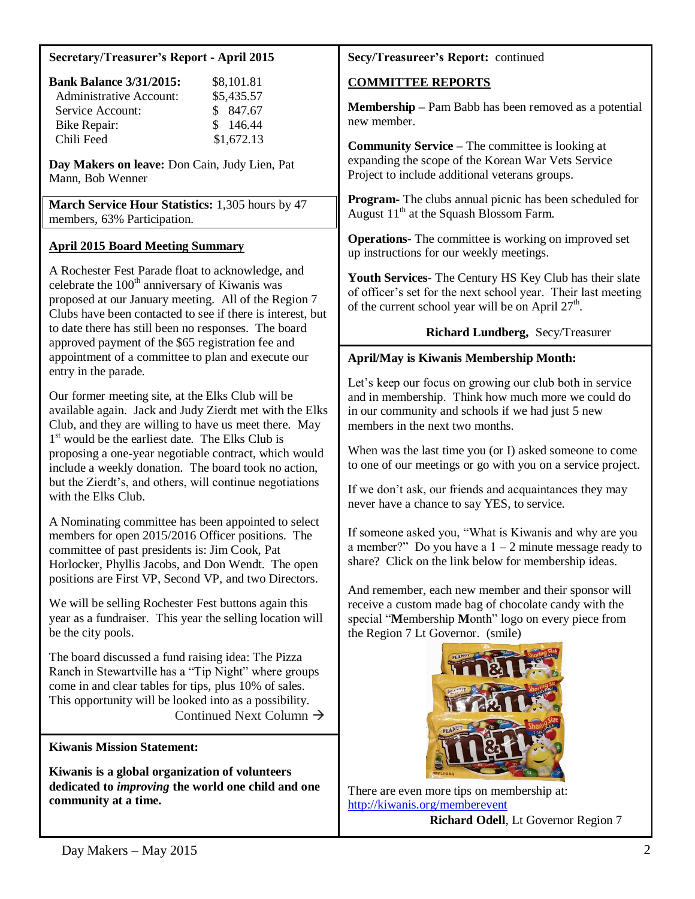## Secretary/Treasurer's Report - April 2015

| **Bank Balance 3/31/2015:** | $8,101.81 |
|---|---|
| Administrative Account: | $5,435.57 |
| Service Account: | $ 847.67 |
| Bike Repair: | $ 146.44 |
| Chili Feed | $1,672.13 |

**Day Makers on leave:** Don Cain, Judy Lien, Pat Mann, Bob Wenner

**March Service Hour Statistics:** 1,305 hours by 47 members, 63% Participation.

### April 2015 Board Meeting Summary

A Rochester Fest Parade float to acknowledge, and celebrate the 100th anniversary of Kiwanis was proposed at our January meeting. All of the Region 7 Clubs have been contacted to see if there is interest, but to date there has still been no responses. The board approved payment of the $65 registration fee and appointment of a committee to plan and execute our entry in the parade.

Our former meeting site, at the Elks Club will be available again. Jack and Judy Zierdt met with the Elks Club, and they are willing to have us meet there. May 1st would be the earliest date. The Elks Club is proposing a one-year negotiable contract, which would include a weekly donation. The board took no action, but the Zierdt's, and others, will continue negotiations with the Elks Club.

A Nominating committee has been appointed to select members for open 2015/2016 Officer positions. The committee of past presidents is: Jim Cook, Pat Horlocker, Phyllis Jacobs, and Don Wendt. The open positions are First VP, Second VP, and two Directors.

We will be selling Rochester Fest buttons again this year as a fundraiser. This year the selling location will be the city pools.

The board discussed a fund raising idea: The Pizza Ranch in Stewartville has a "Tip Night" where groups come in and clear tables for tips, plus 10% of sales. This opportunity will be looked into as a possibility.

Continued Next Column →

**Secy/Treasureer's Report:** continued

### COMMITTEE REPORTS

**Membership –** Pam Babb has been removed as a potential new member.

**Community Service –** The committee is looking at expanding the scope of the Korean War Vets Service Project to include additional veterans groups.

**Program-** The clubs annual picnic has been scheduled for August 11th at the Squash Blossom Farm.

**Operations-** The committee is working on improved set up instructions for our weekly meetings.

**Youth Services-** The Century HS Key Club has their slate of officer's set for the next school year. Their last meeting of the current school year will be on April 27th.

**Richard Lundberg,** Secy/Treasurer

## Kiwanis Mission Statement:

**Kiwanis is a global organization of volunteers dedicated to *improving* the world one child and one community at a time.**

## April/May is Kiwanis Membership Month:

Let's keep our focus on growing our club both in service and in membership. Think how much more we could do in our community and schools if we had just 5 new members in the next two months.

When was the last time you (or I) asked someone to come to one of our meetings or go with you on a service project.

If we don't ask, our friends and acquaintances they may never have a chance to say YES, to service.

If someone asked you, "What is Kiwanis and why are you a member?" Do you have a 1 – 2 minute message ready to share? Click on the link below for membership ideas.

And remember, each new member and their sponsor will receive a custom made bag of chocolate candy with the special "**M**embership **M**onth" logo on every piece from the Region 7 Lt Governor. (smile)

There are even more tips on membership at: http://kiwanis.org/memberevent

**Richard Odell**, Lt Governor Region 7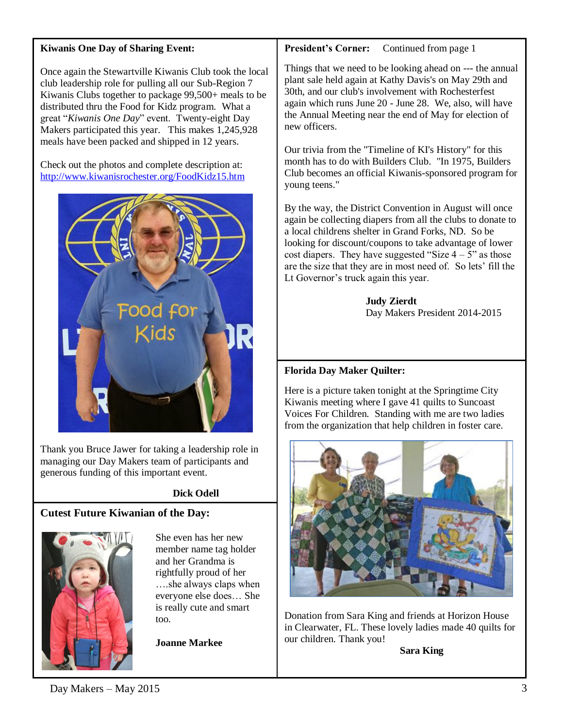**Kiwanis One Day of Sharing Event:**

Once again the Stewartville Kiwanis Club took the local club leadership role for pulling all our Sub-Region 7 Kiwanis Clubs together to package 99,500+ meals to be distributed thru the Food for Kidz program. What a great "*Kiwanis One Day*" event. Twenty-eight Day Makers participated this year. This makes 1,245,928 meals have been packed and shipped in 12 years.

Check out the photos and complete description at: http://www.kiwanisrochester.org/FoodKidz15.htm

Thank you Bruce Jawer for taking a leadership role in managing our Day Makers team of participants and generous funding of this important event.

**Dick Odell**

**Cutest Future Kiwanian of the Day:**

She even has her new member name tag holder and her Grandma is rightfully proud of her ….she always claps when everyone else does… She is really cute and smart too.

**Joanne Markee**

**President's Corner:** Continued from page 1

Things that we need to be looking ahead on --- the annual plant sale held again at Kathy Davis's on May 29th and 30th, and our club's involvement with Rochesterfest again which runs June 20 - June 28. We, also, will have the Annual Meeting near the end of May for election of new officers.

Our trivia from the "Timeline of KI's History" for this month has to do with Builders Club. "In 1975, Builders Club becomes an official Kiwanis-sponsored program for young teens."

By the way, the District Convention in August will once again be collecting diapers from all the clubs to donate to a local childrens shelter in Grand Forks, ND. So be looking for discount/coupons to take advantage of lower cost diapers. They have suggested "Size 4 – 5" as those are the size that they are in most need of. So lets' fill the Lt Governor's truck again this year.

**Judy Zierdt**
Day Makers President 2014-2015

**Florida Day Maker Quilter:**

Here is a picture taken tonight at the Springtime City Kiwanis meeting where I gave 41 quilts to Suncoast Voices For Children. Standing with me are two ladies from the organization that help children in foster care.

Donation from Sara King and friends at Horizon House in Clearwater, FL. These lovely ladies made 40 quilts for our children. Thank you!

**Sara King**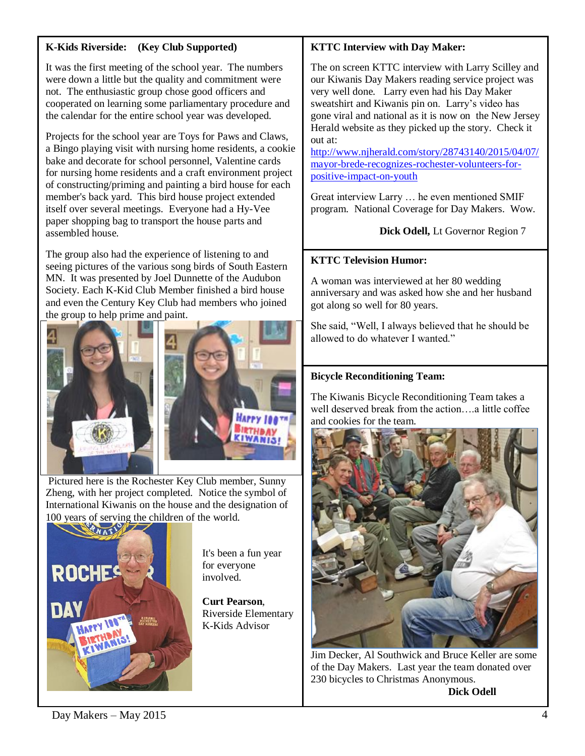## K-Kids Riverside: (Key Club Supported)

It was the first meeting of the school year. The numbers were down a little but the quality and commitment were not. The enthusiastic group chose good officers and cooperated on learning some parliamentary procedure and the calendar for the entire school year was developed.

Projects for the school year are Toys for Paws and Claws, a Bingo playing visit with nursing home residents, a cookie bake and decorate for school personnel, Valentine cards for nursing home residents and a craft environment project of constructing/priming and painting a bird house for each member's back yard. This bird house project extended itself over several meetings. Everyone had a Hy-Vee paper shopping bag to transport the house parts and assembled house.

The group also had the experience of listening to and seeing pictures of the various song birds of South Eastern MN. It was presented by Joel Dunnette of the Audubon Society. Each K-Kid Club Member finished a bird house and even the Century Key Club had members who joined the group to help prime and paint.

Pictured here is the Rochester Key Club member, Sunny Zheng, with her project completed. Notice the symbol of International Kiwanis on the house and the designation of 100 years of serving the children of the world.

It's been a fun year for everyone involved.

**Curt Pearson**, Riverside Elementary K-Kids Advisor

## KTTC Interview with Day Maker:

The on screen KTTC interview with Larry Scilley and our Kiwanis Day Makers reading service project was very well done. Larry even had his Day Maker sweatshirt and Kiwanis pin on. Larry's video has gone viral and national as it is now on the New Jersey Herald website as they picked up the story. Check it out at: http://www.njherald.com/story/28743140/2015/04/07/mayor-brede-recognizes-rochester-volunteers-for-positive-impact-on-youth

Great interview Larry … he even mentioned SMIF program. National Coverage for Day Makers. Wow.

**Dick Odell,** Lt Governor Region 7

## KTTC Television Humor:

A woman was interviewed at her 80 wedding anniversary and was asked how she and her husband got along so well for 80 years.

She said, "Well, I always believed that he should be allowed to do whatever I wanted."

## Bicycle Reconditioning Team:

The Kiwanis Bicycle Reconditioning Team takes a well deserved break from the action….a little coffee and cookies for the team.

Jim Decker, Al Southwick and Bruce Keller are some of the Day Makers. Last year the team donated over 230 bicycles to Christmas Anonymous.

**Dick Odell**